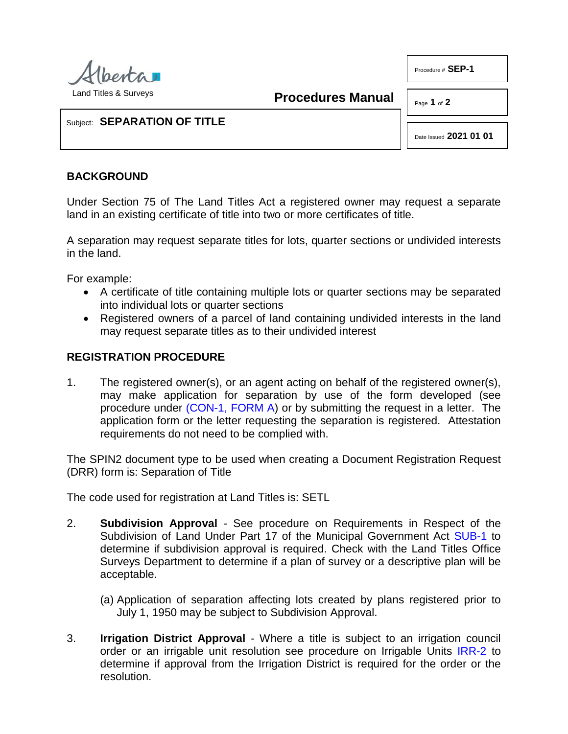Alberta Land Titles & Surveys

**Procedures Manual**

Procedure # **SEP-1**

Date Issued **2021 01 01**

Subject: **SEPARATION OF TITLE**

## BACKGROUND

Under Section 75 of The Land Titles Act a registered owner may request a separate land in an existing certificate of title into two or more certificates of title.

A separation may request separate titles for lots, quarter sections or undivided interests in the land.

For example:

- A certificate of title containing multiple lots or quarter sections may be separated into individual lots or quarter sections
- Registered owners of a parcel of land containing undivided interests in the land may request separate titles as to their undivided interest

## REGISTRATION PROCEDURE

1. The registered owner(s), or an agent acting on behalf of the registered owner(s), may make application for separation by use of the form developed (see procedure under (CON-1, FORM A) or by submitting the request in a letter. The application form or the letter requesting the separation is registered. Attestation requirements do not need to be complied with.

The SPIN2 document type to be used when creating a Document Registration Request (DRR) form is: Separation of Title

The code used for registration at Land Titles is: SETL

2. **Subdivision Approval** - See procedure on Requirements in Respect of the Subdivision of Land Under Part 17 of the Municipal Government Act SUB-1 to determine if subdivision approval is required. Check with the Land Titles Office Surveys Department to determine if a plan of survey or a descriptive plan will be acceptable.

   (a) Application of separation affecting lots created by plans registered prior to July 1, 1950 may be subject to Subdivision Approval.

3. **Irrigation District Approval** - Where a title is subject to an irrigation council order or an irrigable unit resolution see procedure on Irrigable Units IRR-2 to determine if approval from the Irrigation District is required for the order or the resolution.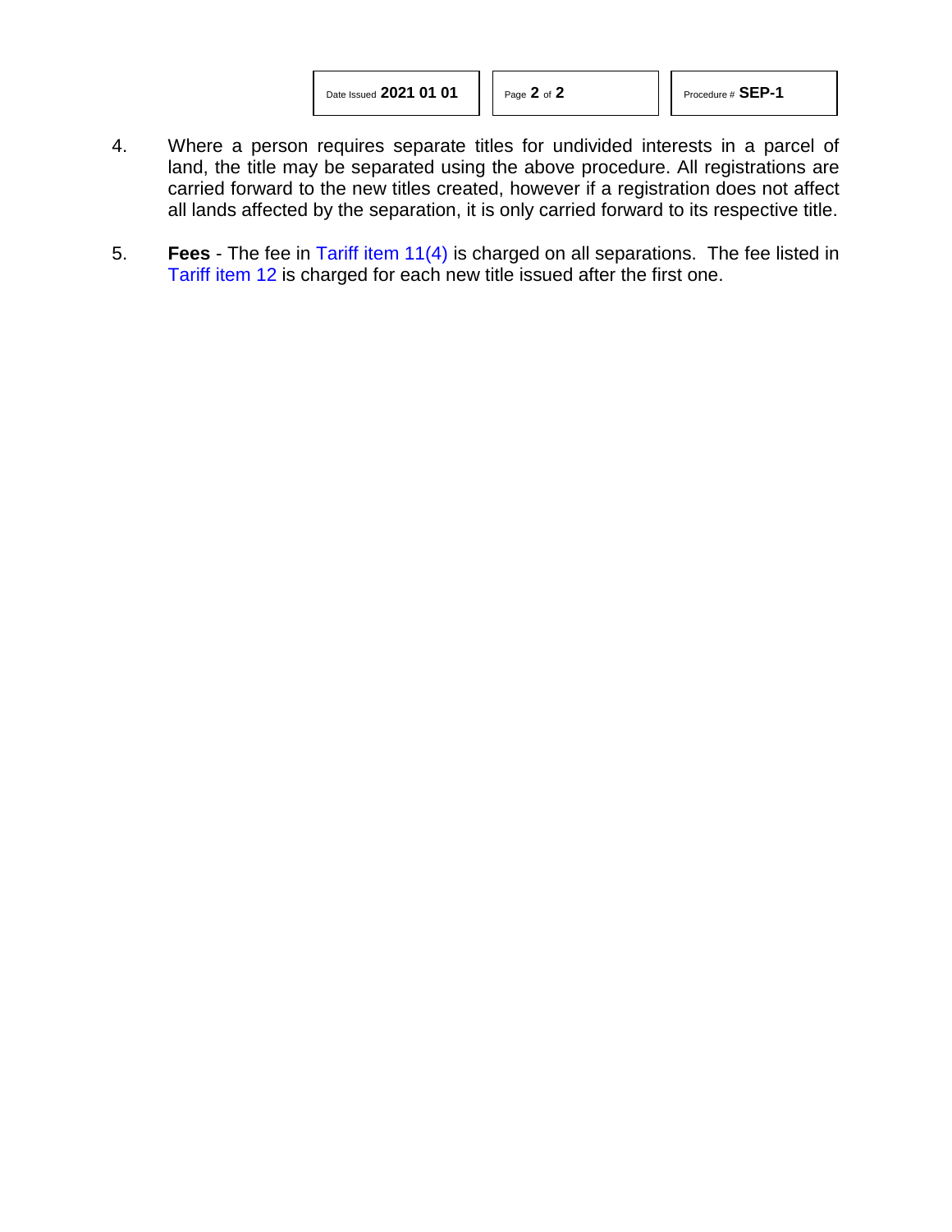4. Where a person requires separate titles for undivided interests in a parcel of land, the title may be separated using the above procedure. All registrations are carried forward to the new titles created, however if a registration does not affect all lands affected by the separation, it is only carried forward to its respective title.

5. **Fees** - The fee in Tariff item 11(4) is charged on all separations. The fee listed in Tariff item 12 is charged for each new title issued after the first one.